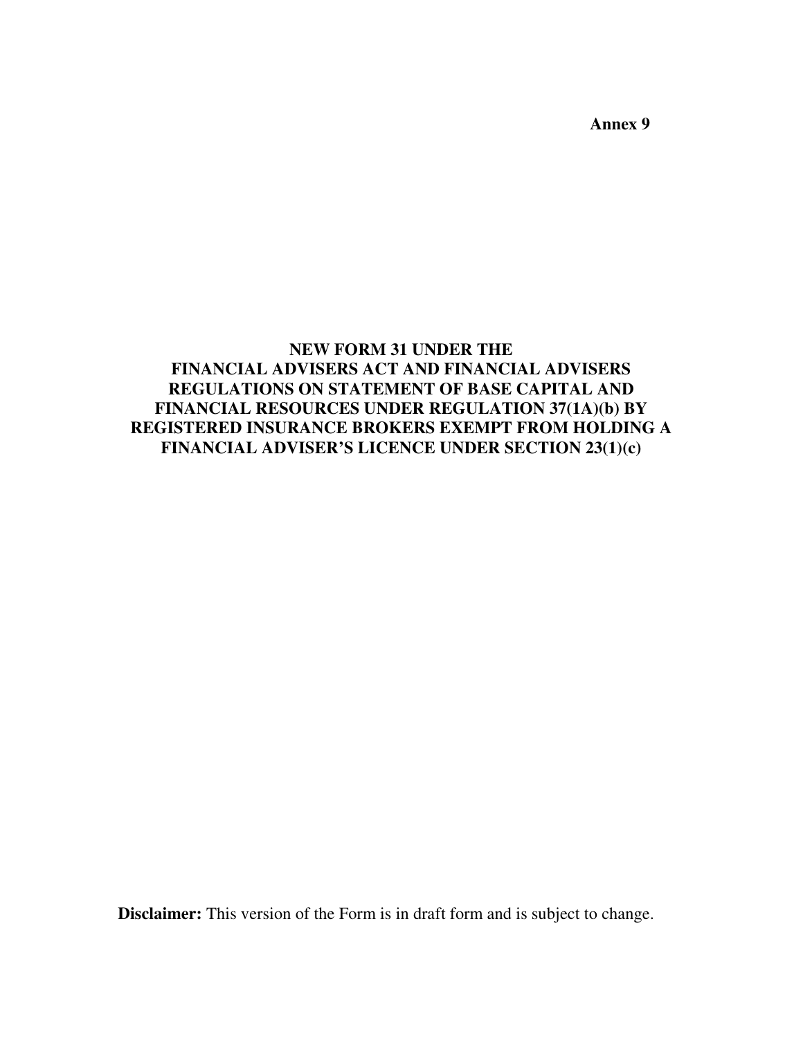**Annex 9**

# NEW FORM 31 UNDER THE FINANCIAL ADVISERS ACT AND FINANCIAL ADVISERS REGULATIONS ON STATEMENT OF BASE CAPITAL AND FINANCIAL RESOURCES UNDER REGULATION 37(1A)(b) BY REGISTERED INSURANCE BROKERS EXEMPT FROM HOLDING A FINANCIAL ADVISER'S LICENCE UNDER SECTION 23(1)(c)

**Disclaimer:** This version of the Form is in draft form and is subject to change.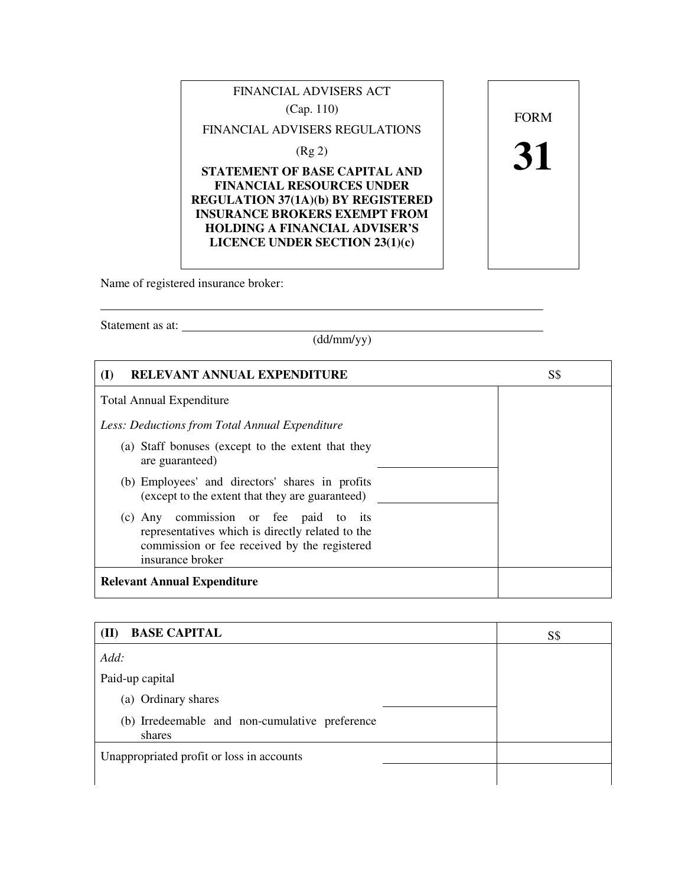| FINANCIAL ADVISERS ACT (Cap. 110) FINANCIAL ADVISERS REGULATIONS (Rg 2) **STATEMENT OF BASE CAPITAL AND FINANCIAL RESOURCES UNDER REGULATION 37(1A)(b) BY REGISTERED INSURANCE BROKERS EXEMPT FROM HOLDING A FINANCIAL ADVISER'S LICENCE UNDER SECTION 23(1)(c)** | FORM **31** |
|---|---|

Name of registered insurance broker:

______________________________________________________________________

Statement as at: ______________________________________________________
(dd/mm/yy)

| **(I) RELEVANT ANNUAL EXPENDITURE** | | S$ |
|---|---|---|
| Total Annual Expenditure | | |
| *Less: Deductions from Total Annual Expenditure* | | |
| (a) Staff bonuses (except to the extent that they are guaranteed) | | |
| (b) Employees' and directors' shares in profits (except to the extent that they are guaranteed) | | |
| (c) Any commission or fee paid to its representatives which is directly related to the commission or fee received by the registered insurance broker | | |
| **Relevant Annual Expenditure** | | |

| **(II) BASE CAPITAL** | | S$ |
|---|---|---|
| *Add:* | | |
| Paid-up capital | | |
| (a) Ordinary shares | | |
| (b) Irredeemable and non-cumulative preference shares | | |
| Unappropriated profit or loss in accounts | | |
| | | |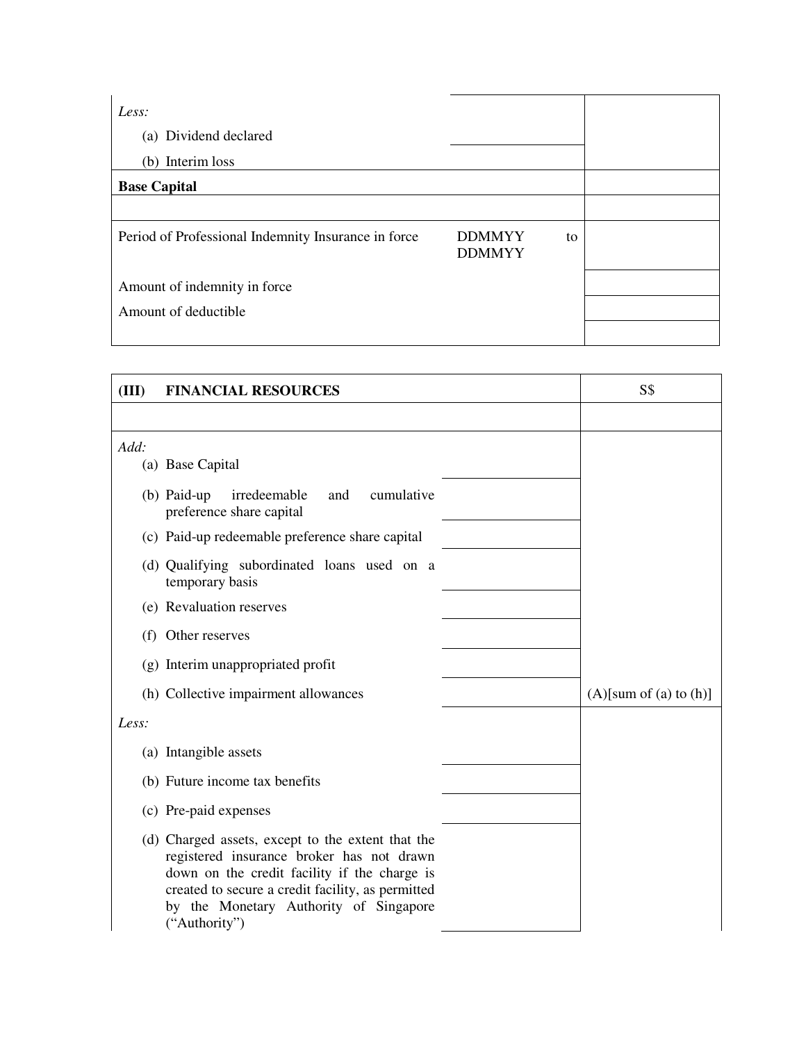| | | |
|---|---|---|
| *Less:* | | |
| (a) Dividend declared | | |
| (b) Interim loss | | |
| **Base Capital** | | |
| | | |
| Period of Professional Indemnity Insurance in force | DDMMYY to DDMMYY | |
| Amount of indemnity in force | | |
| Amount of deductible | | |
| | | |

| **(III) FINANCIAL RESOURCES** | | S$ |
|---|---|---|
| | | |
| *Add:* | | |
| (a) Base Capital | | |
| (b) Paid-up irredeemable and cumulative preference share capital | | |
| (c) Paid-up redeemable preference share capital | | |
| (d) Qualifying subordinated loans used on a temporary basis | | |
| (e) Revaluation reserves | | |
| (f) Other reserves | | |
| (g) Interim unappropriated profit | | |
| (h) Collective impairment allowances | | (A)[sum of (a) to (h)] |
| *Less:* | | |
| (a) Intangible assets | | |
| (b) Future income tax benefits | | |
| (c) Pre-paid expenses | | |
| (d) Charged assets, except to the extent that the registered insurance broker has not drawn down on the credit facility if the charge is created to secure a credit facility, as permitted by the Monetary Authority of Singapore ("Authority") | | |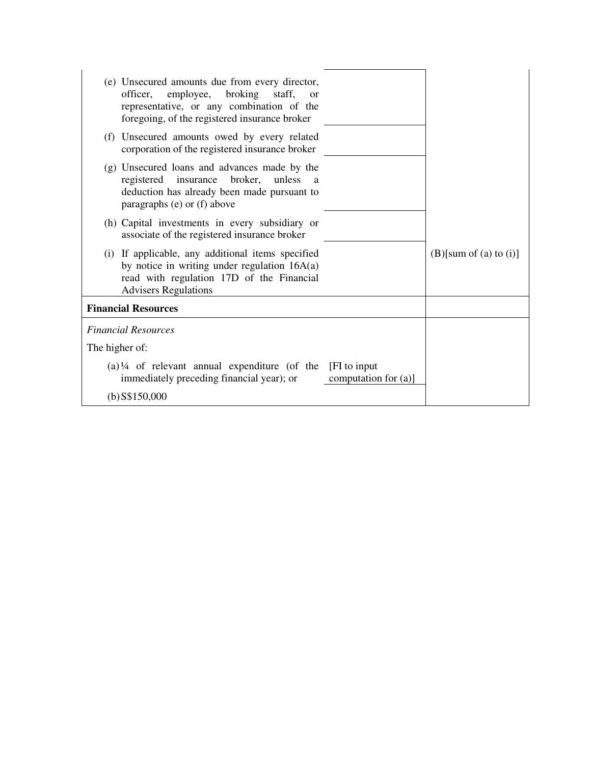| | | |
|---|---|---|
| (e) Unsecured amounts due from every director, officer, employee, broking staff, or representative, or any combination of the foregoing, of the registered insurance broker | | |
| (f) Unsecured amounts owed by every related corporation of the registered insurance broker | | |
| (g) Unsecured loans and advances made by the registered insurance broker, unless a deduction has already been made pursuant to paragraphs (e) or (f) above | | |
| (h) Capital investments in every subsidiary or associate of the registered insurance broker | | |
| (i) If applicable, any additional items specified by notice in writing under regulation 16A(a) read with regulation 17D of the Financial Advisers Regulations | | (B)[sum of (a) to (i)] |
| **Financial Resources** | | |
| *Financial Resources* | | |
| The higher of: | | |
| (a) ¼ of relevant annual expenditure (of the immediately preceding financial year); or | [FI to input computation for (a)] | |
| (b) S$150,000 | | |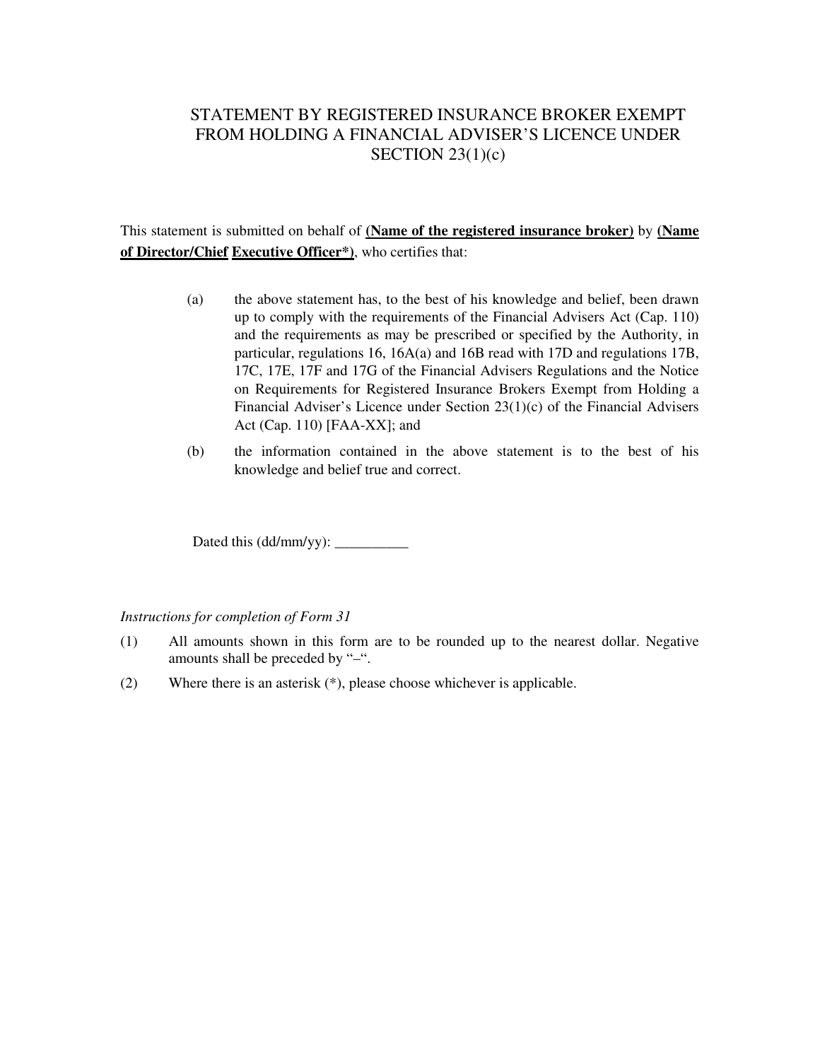# STATEMENT BY REGISTERED INSURANCE BROKER EXEMPT FROM HOLDING A FINANCIAL ADVISER'S LICENCE UNDER SECTION 23(1)(c)

This statement is submitted on behalf of **(Name of the registered insurance broker)** by **(Name of Director/Chief Executive Officer*)**, who certifies that:

(a) the above statement has, to the best of his knowledge and belief, been drawn up to comply with the requirements of the Financial Advisers Act (Cap. 110) and the requirements as may be prescribed or specified by the Authority, in particular, regulations 16, 16A(a) and 16B read with 17D and regulations 17B, 17C, 17E, 17F and 17G of the Financial Advisers Regulations and the Notice on Requirements for Registered Insurance Brokers Exempt from Holding a Financial Adviser's Licence under Section 23(1)(c) of the Financial Advisers Act (Cap. 110) [FAA-XX]; and

(b) the information contained in the above statement is to the best of his knowledge and belief true and correct.

Dated this (dd/mm/yy): __________

*Instructions for completion of Form 31*

(1) All amounts shown in this form are to be rounded up to the nearest dollar. Negative amounts shall be preceded by "–".

(2) Where there is an asterisk (*), please choose whichever is applicable.